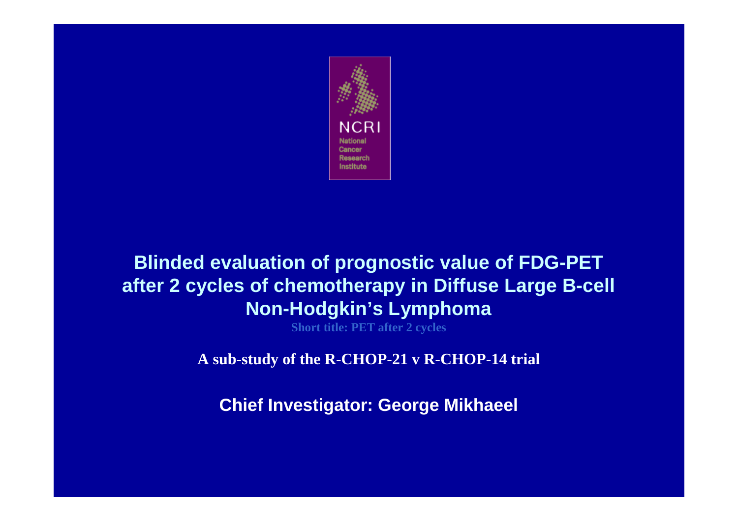NCRI
National
Cancer
Research
Institute

# Blinded evaluation of prognostic value of FDG-PET after 2 cycles of chemotherapy in Diffuse Large B-cell Non-Hodgkin's Lymphoma

**Short title: PET after 2 cycles**

**A sub-study of the R-CHOP-21 v R-CHOP-14 trial**

**Chief Investigator: George Mikhaeel**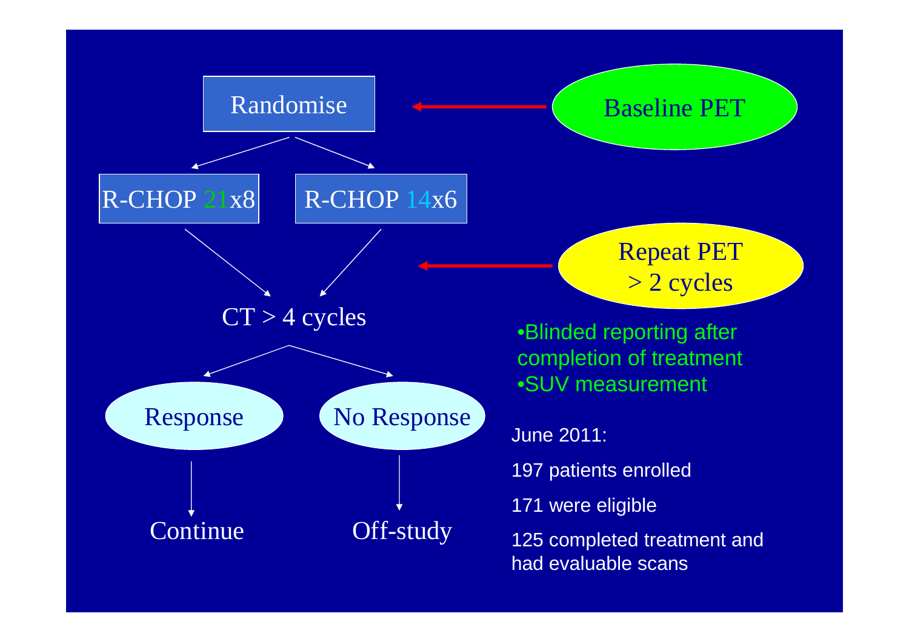Randomise ← Baseline PET

- R-CHOP 21x8
- R-CHOP 14x6

CT > 4 cycles ← Repeat PET > 2 cycles

- Response → Continue
- No Response → Off-study

- Blinded reporting after completion of treatment
- SUV measurement

June 2011:

197 patients enrolled

171 were eligible

125 completed treatment and had evaluable scans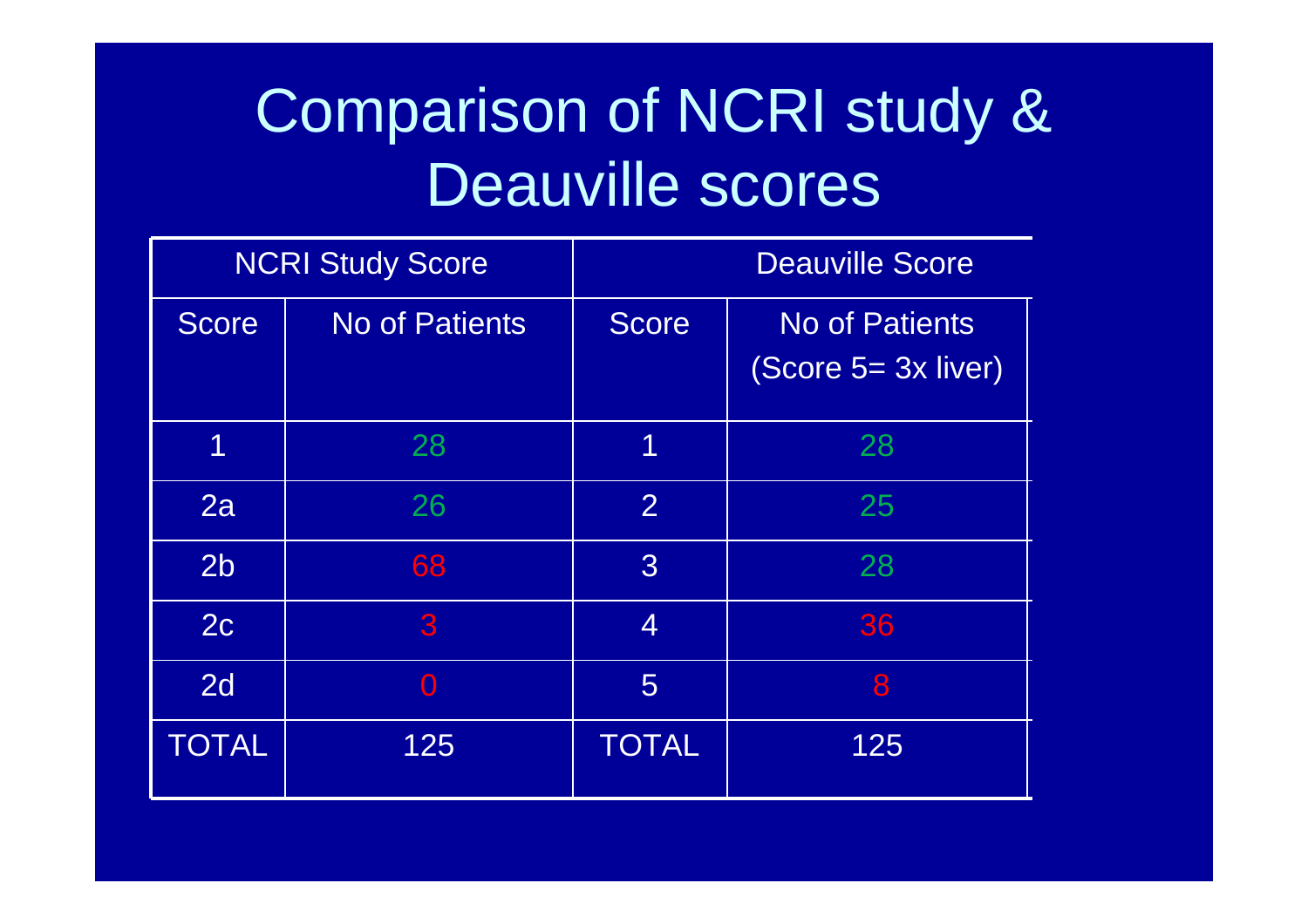# Comparison of NCRI study & Deauville scores

| NCRI Study Score | | Deauville Score | |
|---|---|---|---|
| Score | No of Patients | Score | No of Patients (Score 5= 3x liver) |
| 1 | 28 | 1 | 28 |
| 2a | 26 | 2 | 25 |
| 2b | 68 | 3 | 28 |
| 2c | 3 | 4 | 36 |
| 2d | 0 | 5 | 8 |
| TOTAL | 125 | TOTAL | 125 |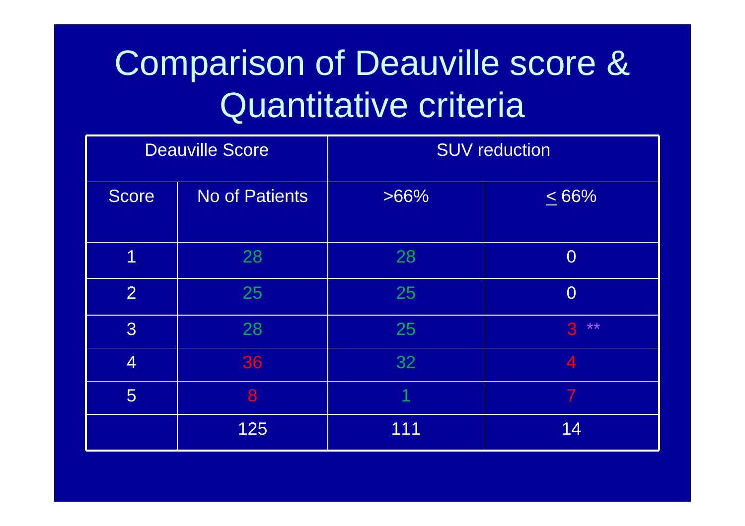# Comparison of Deauville score & Quantitative criteria

| Deauville Score | | SUV reduction | |
|---|---|---|---|
| Score | No of Patients | >66% | $\leq$ 66% |
| 1 | 28 | 28 | 0 |
| 2 | 25 | 25 | 0 |
| 3 | 28 | 25 | 3 ** |
| 4 | 36 | 32 | 4 |
| 5 | 8 | 1 | 7 |
| | 125 | 111 | 14 |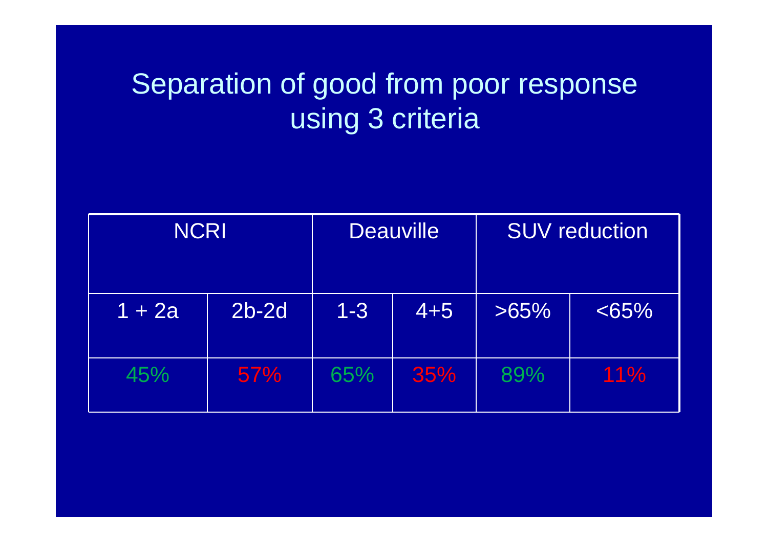# Separation of good from poor response using 3 criteria

| NCRI | | Deauville | | SUV reduction | |
|---|---|---|---|---|---|
| 1 + 2a | 2b-2d | 1-3 | 4+5 | >65% | <65% |
| 45% | 57% | 65% | 35% | 89% | 11% |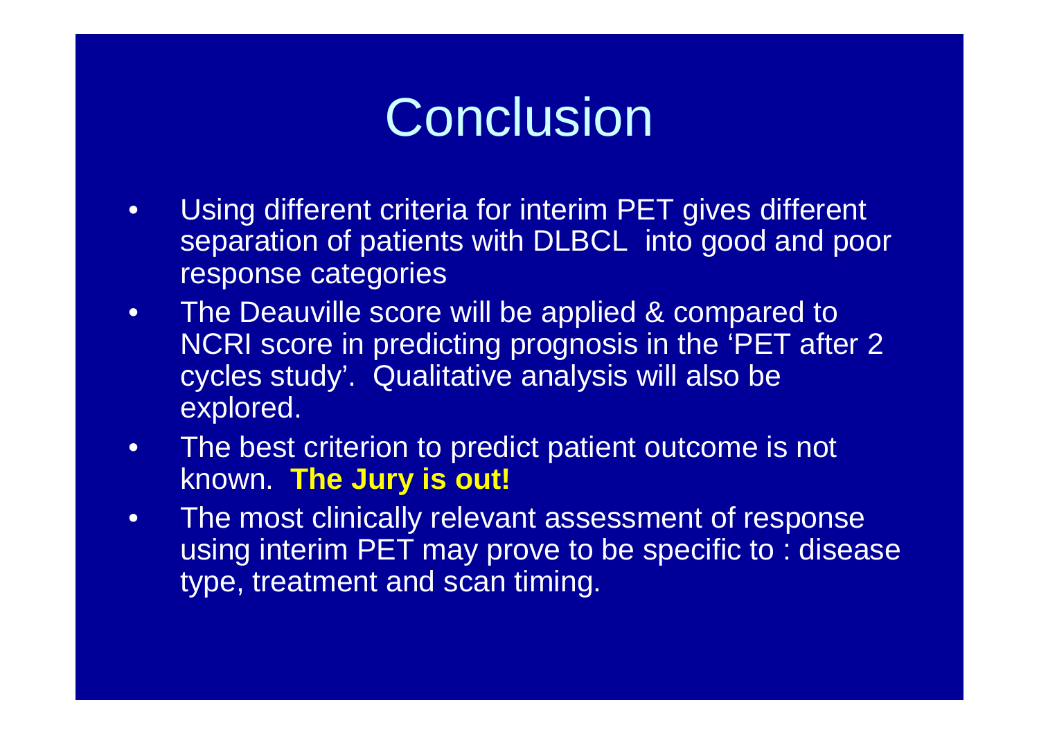# Conclusion

- Using different criteria for interim PET gives different separation of patients with DLBCL into good and poor response categories
- The Deauville score will be applied & compared to NCRI score in predicting prognosis in the 'PET after 2 cycles study'. Qualitative analysis will also be explored.
- The best criterion to predict patient outcome is not known. **The Jury is out!**
- The most clinically relevant assessment of response using interim PET may prove to be specific to : disease type, treatment and scan timing.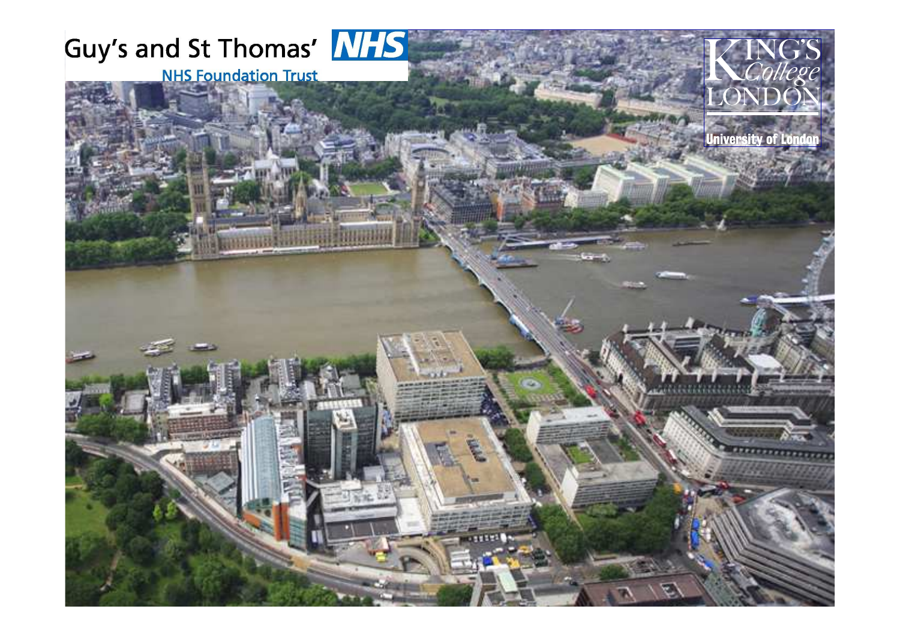Guy's and St Thomas' NHS

NHS Foundation Trust

KING'S College LONDON

University of London